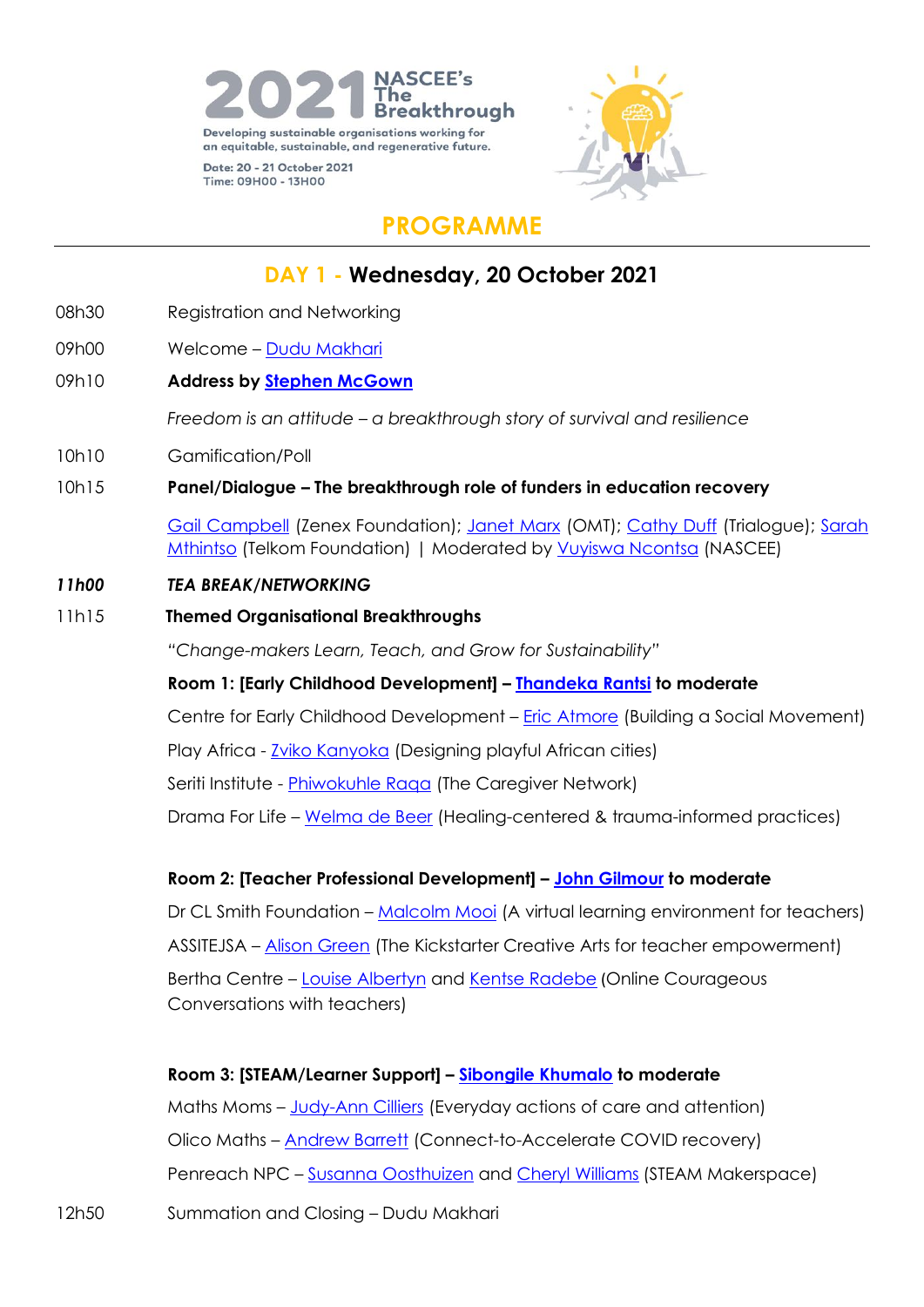# 2021 NASCEE's The Breakthrough

Developing sustainable organisations working for an equitable, sustainable, and regenerative future.

Date: 20 - 21 October 2021
Time: 09H00 - 13H00

## PROGRAMME

## DAY 1 - Wednesday, 20 October 2021

08h30 Registration and Networking

09h00 Welcome – Dudu Makhari

09h10 **Address by Stephen McGown**

*Freedom is an attitude – a breakthrough story of survival and resilience*

10h10 Gamification/Poll

10h15 **Panel/Dialogue – The breakthrough role of funders in education recovery**

Gail Campbell (Zenex Foundation); Janet Marx (OMT); Cathy Duff (Trialogue); Sarah Mthintso (Telkom Foundation) | Moderated by Vuyiswa Ncontsa (NASCEE)

***11h00 TEA BREAK/NETWORKING***

11h15 **Themed Organisational Breakthroughs**

*"Change-makers Learn, Teach, and Grow for Sustainability"*

**Room 1: [Early Childhood Development] – Thandeka Rantsi to moderate**

Centre for Early Childhood Development – Eric Atmore (Building a Social Movement)

Play Africa - Zviko Kanyoka (Designing playful African cities)

Seriti Institute - Phiwokuhle Raqa (The Caregiver Network)

Drama For Life – Welma de Beer (Healing-centered & trauma-informed practices)

**Room 2: [Teacher Professional Development] – John Gilmour to moderate**

Dr CL Smith Foundation – Malcolm Mooi (A virtual learning environment for teachers)

ASSITEJSA – Alison Green (The Kickstarter Creative Arts for teacher empowerment)

Bertha Centre – Louise Albertyn and Kentse Radebe (Online Courageous Conversations with teachers)

**Room 3: [STEAM/Learner Support] – Sibongile Khumalo to moderate**

Maths Moms – Judy-Ann Cilliers (Everyday actions of care and attention)

Olico Maths – Andrew Barrett (Connect-to-Accelerate COVID recovery)

Penreach NPC – Susanna Oosthuizen and Cheryl Williams (STEAM Makerspace)

12h50 Summation and Closing – Dudu Makhari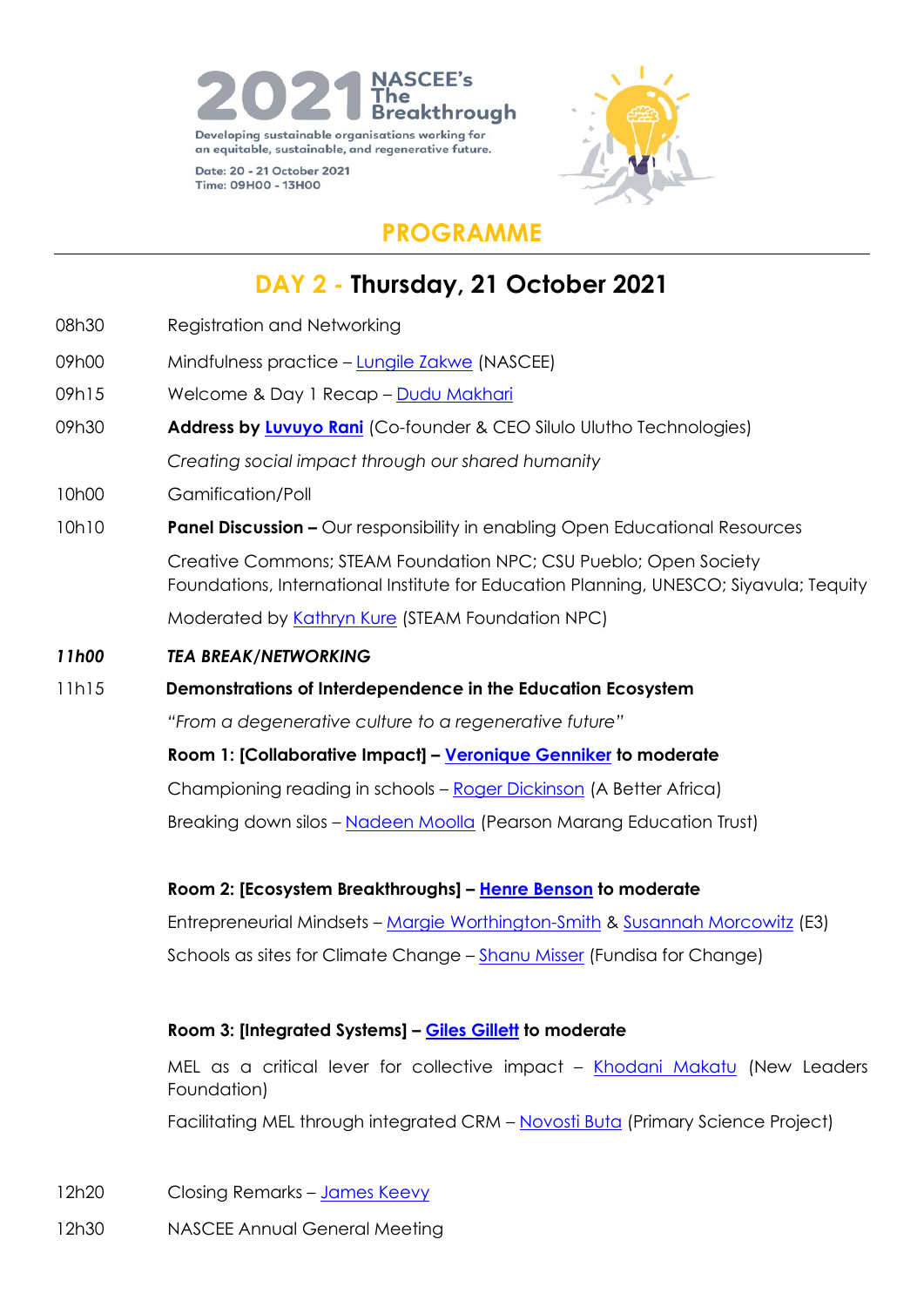2021 NASCEE's The Breakthrough

Developing sustainable organisations working for an equitable, sustainable, and regenerative future.

Date: 20 - 21 October 2021
Time: 09H00 - 13H00

# PROGRAMME

## DAY 2 - Thursday, 21 October 2021

08h30 Registration and Networking

09h00 Mindfulness practice – Lungile Zakwe (NASCEE)

09h15 Welcome & Day 1 Recap – Dudu Makhari

09h30 **Address by Luvuyo Rani** (Co-founder & CEO Silulo Ulutho Technologies)

*Creating social impact through our shared humanity*

10h00 Gamification/Poll

10h10 **Panel Discussion –** Our responsibility in enabling Open Educational Resources

Creative Commons; STEAM Foundation NPC; CSU Pueblo; Open Society Foundations, International Institute for Education Planning, UNESCO; Siyavula; Tequity

Moderated by Kathryn Kure (STEAM Foundation NPC)

***11h00 TEA BREAK/NETWORKING***

11h15 **Demonstrations of Interdependence in the Education Ecosystem**

*"From a degenerative culture to a regenerative future"*

**Room 1: [Collaborative Impact] – Veronique Genniker to moderate**

Championing reading in schools – Roger Dickinson (A Better Africa)

Breaking down silos – Nadeen Moolla (Pearson Marang Education Trust)

**Room 2: [Ecosystem Breakthroughs] – Henre Benson to moderate**

Entrepreneurial Mindsets – Margie Worthington-Smith & Susannah Morcowitz (E3)

Schools as sites for Climate Change – Shanu Misser (Fundisa for Change)

**Room 3: [Integrated Systems] – Giles Gillett to moderate**

MEL as a critical lever for collective impact – Khodani Makatu (New Leaders Foundation)

Facilitating MEL through integrated CRM – Novosti Buta (Primary Science Project)

12h20 Closing Remarks – James Keevy

12h30 NASCEE Annual General Meeting